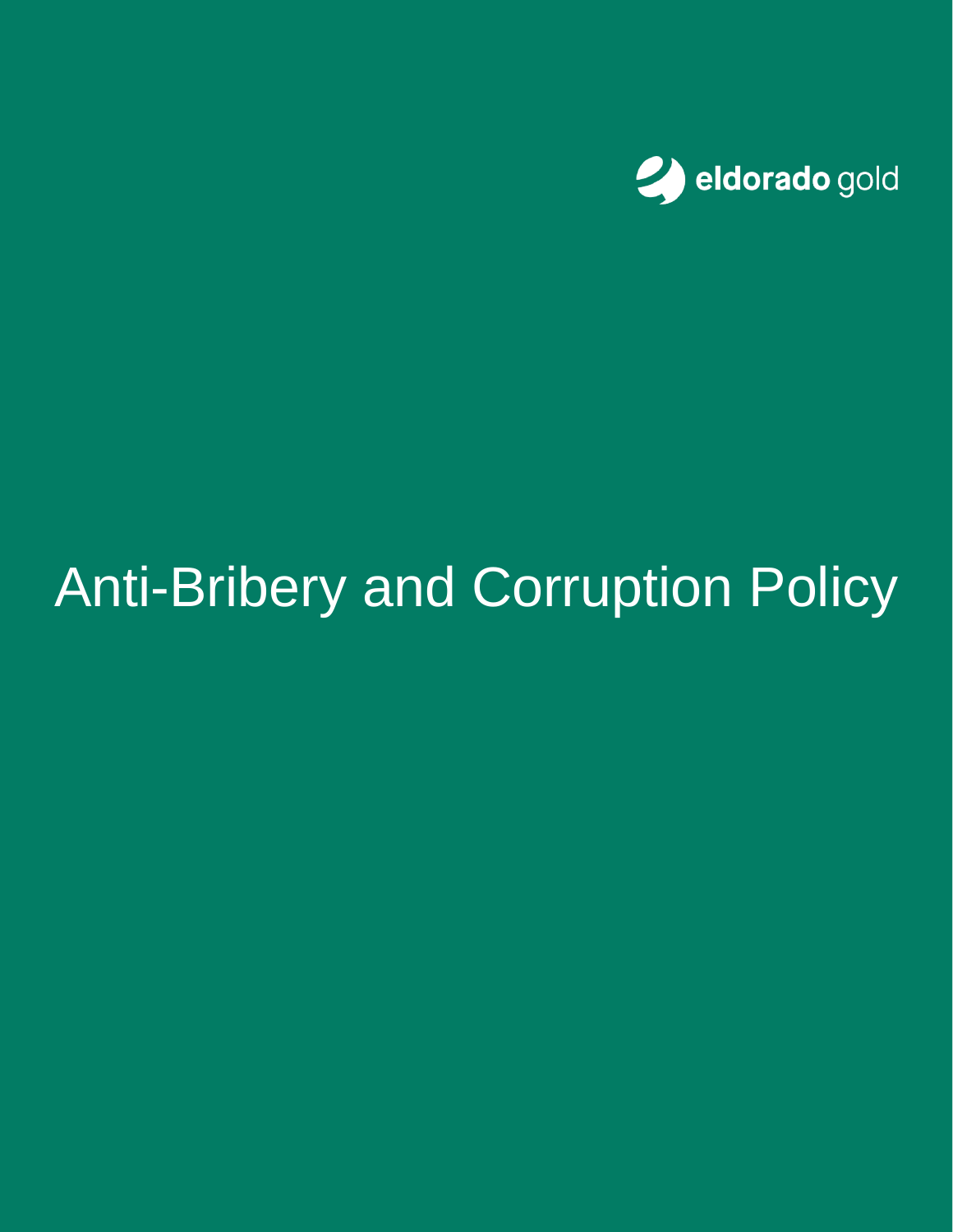eldorado gold

# Anti-Bribery and Corruption Policy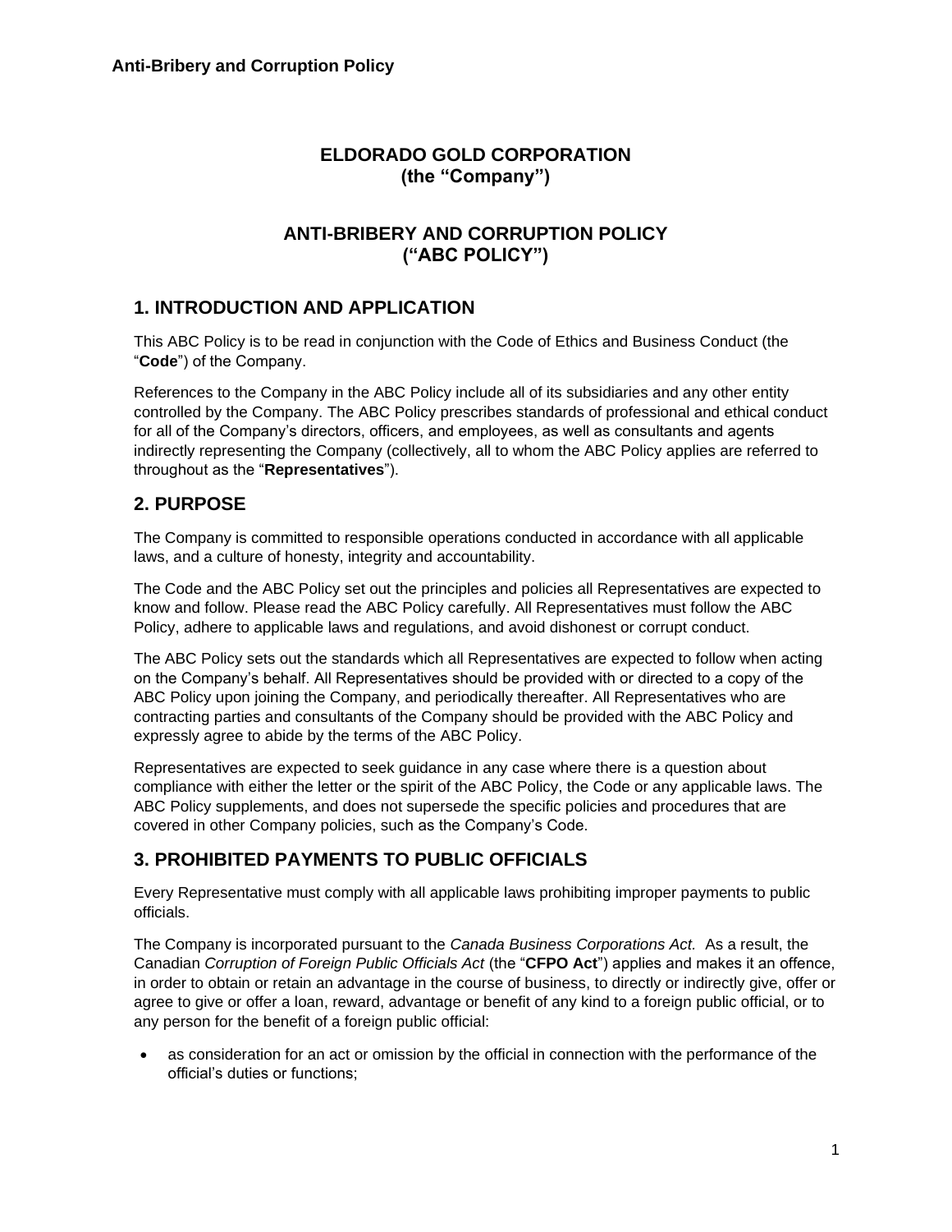# ELDORADO GOLD CORPORATION
# (the "Company")

# ANTI-BRIBERY AND CORRUPTION POLICY
# ("ABC POLICY")

## 1. INTRODUCTION AND APPLICATION

This ABC Policy is to be read in conjunction with the Code of Ethics and Business Conduct (the "**Code**") of the Company.

References to the Company in the ABC Policy include all of its subsidiaries and any other entity controlled by the Company. The ABC Policy prescribes standards of professional and ethical conduct for all of the Company's directors, officers, and employees, as well as consultants and agents indirectly representing the Company (collectively, all to whom the ABC Policy applies are referred to throughout as the "**Representatives**").

## 2. PURPOSE

The Company is committed to responsible operations conducted in accordance with all applicable laws, and a culture of honesty, integrity and accountability.

The Code and the ABC Policy set out the principles and policies all Representatives are expected to know and follow. Please read the ABC Policy carefully. All Representatives must follow the ABC Policy, adhere to applicable laws and regulations, and avoid dishonest or corrupt conduct.

The ABC Policy sets out the standards which all Representatives are expected to follow when acting on the Company's behalf. All Representatives should be provided with or directed to a copy of the ABC Policy upon joining the Company, and periodically thereafter. All Representatives who are contracting parties and consultants of the Company should be provided with the ABC Policy and expressly agree to abide by the terms of the ABC Policy.

Representatives are expected to seek guidance in any case where there is a question about compliance with either the letter or the spirit of the ABC Policy, the Code or any applicable laws. The ABC Policy supplements, and does not supersede the specific policies and procedures that are covered in other Company policies, such as the Company's Code.

## 3. PROHIBITED PAYMENTS TO PUBLIC OFFICIALS

Every Representative must comply with all applicable laws prohibiting improper payments to public officials.

The Company is incorporated pursuant to the *Canada Business Corporations Act.* As a result, the Canadian *Corruption of Foreign Public Officials Act* (the "**CFPO Act**") applies and makes it an offence, in order to obtain or retain an advantage in the course of business, to directly or indirectly give, offer or agree to give or offer a loan, reward, advantage or benefit of any kind to a foreign public official, or to any person for the benefit of a foreign public official:

- as consideration for an act or omission by the official in connection with the performance of the official's duties or functions;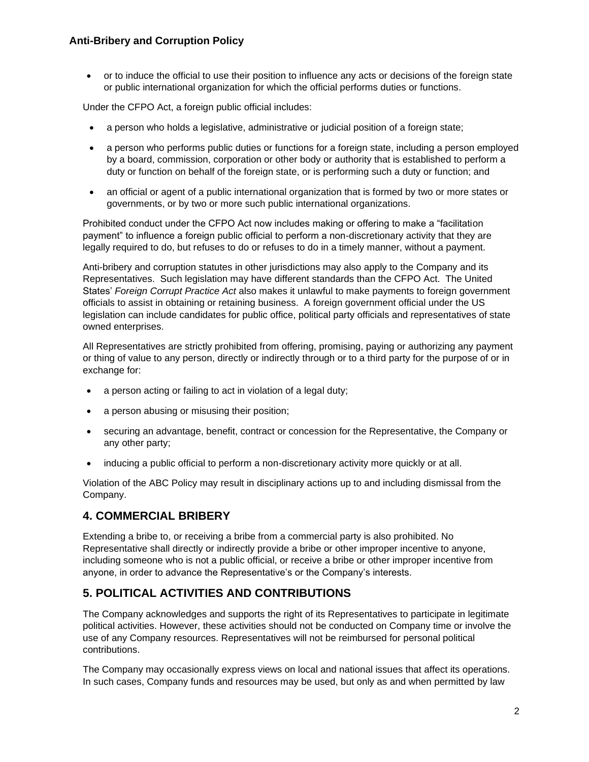- or to induce the official to use their position to influence any acts or decisions of the foreign state or public international organization for which the official performs duties or functions.

Under the CFPO Act, a foreign public official includes:

- a person who holds a legislative, administrative or judicial position of a foreign state;
- a person who performs public duties or functions for a foreign state, including a person employed by a board, commission, corporation or other body or authority that is established to perform a duty or function on behalf of the foreign state, or is performing such a duty or function; and
- an official or agent of a public international organization that is formed by two or more states or governments, or by two or more such public international organizations.

Prohibited conduct under the CFPO Act now includes making or offering to make a "facilitation payment" to influence a foreign public official to perform a non-discretionary activity that they are legally required to do, but refuses to do or refuses to do in a timely manner, without a payment.

Anti-bribery and corruption statutes in other jurisdictions may also apply to the Company and its Representatives. Such legislation may have different standards than the CFPO Act. The United States' *Foreign Corrupt Practice Act* also makes it unlawful to make payments to foreign government officials to assist in obtaining or retaining business. A foreign government official under the US legislation can include candidates for public office, political party officials and representatives of state owned enterprises.

All Representatives are strictly prohibited from offering, promising, paying or authorizing any payment or thing of value to any person, directly or indirectly through or to a third party for the purpose of or in exchange for:

- a person acting or failing to act in violation of a legal duty;
- a person abusing or misusing their position;
- securing an advantage, benefit, contract or concession for the Representative, the Company or any other party;
- inducing a public official to perform a non-discretionary activity more quickly or at all.

Violation of the ABC Policy may result in disciplinary actions up to and including dismissal from the Company.

## 4. COMMERCIAL BRIBERY

Extending a bribe to, or receiving a bribe from a commercial party is also prohibited. No Representative shall directly or indirectly provide a bribe or other improper incentive to anyone, including someone who is not a public official, or receive a bribe or other improper incentive from anyone, in order to advance the Representative's or the Company's interests.

## 5. POLITICAL ACTIVITIES AND CONTRIBUTIONS

The Company acknowledges and supports the right of its Representatives to participate in legitimate political activities. However, these activities should not be conducted on Company time or involve the use of any Company resources. Representatives will not be reimbursed for personal political contributions.

The Company may occasionally express views on local and national issues that affect its operations. In such cases, Company funds and resources may be used, but only as and when permitted by law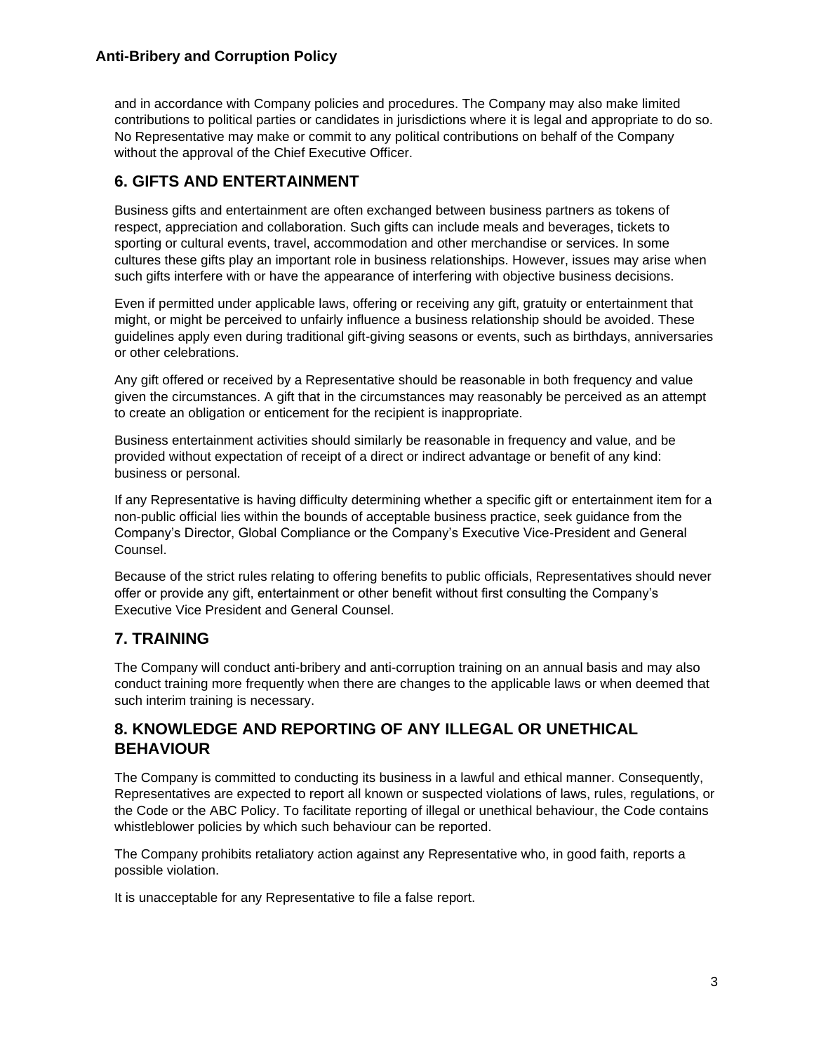and in accordance with Company policies and procedures. The Company may also make limited contributions to political parties or candidates in jurisdictions where it is legal and appropriate to do so. No Representative may make or commit to any political contributions on behalf of the Company without the approval of the Chief Executive Officer.

## 6. GIFTS AND ENTERTAINMENT

Business gifts and entertainment are often exchanged between business partners as tokens of respect, appreciation and collaboration. Such gifts can include meals and beverages, tickets to sporting or cultural events, travel, accommodation and other merchandise or services. In some cultures these gifts play an important role in business relationships. However, issues may arise when such gifts interfere with or have the appearance of interfering with objective business decisions.

Even if permitted under applicable laws, offering or receiving any gift, gratuity or entertainment that might, or might be perceived to unfairly influence a business relationship should be avoided. These guidelines apply even during traditional gift-giving seasons or events, such as birthdays, anniversaries or other celebrations.

Any gift offered or received by a Representative should be reasonable in both frequency and value given the circumstances. A gift that in the circumstances may reasonably be perceived as an attempt to create an obligation or enticement for the recipient is inappropriate.

Business entertainment activities should similarly be reasonable in frequency and value, and be provided without expectation of receipt of a direct or indirect advantage or benefit of any kind: business or personal.

If any Representative is having difficulty determining whether a specific gift or entertainment item for a non-public official lies within the bounds of acceptable business practice, seek guidance from the Company's Director, Global Compliance or the Company's Executive Vice-President and General Counsel.

Because of the strict rules relating to offering benefits to public officials, Representatives should never offer or provide any gift, entertainment or other benefit without first consulting the Company's Executive Vice President and General Counsel.

## 7. TRAINING

The Company will conduct anti-bribery and anti-corruption training on an annual basis and may also conduct training more frequently when there are changes to the applicable laws or when deemed that such interim training is necessary.

## 8. KNOWLEDGE AND REPORTING OF ANY ILLEGAL OR UNETHICAL BEHAVIOUR

The Company is committed to conducting its business in a lawful and ethical manner. Consequently, Representatives are expected to report all known or suspected violations of laws, rules, regulations, or the Code or the ABC Policy. To facilitate reporting of illegal or unethical behaviour, the Code contains whistleblower policies by which such behaviour can be reported.

The Company prohibits retaliatory action against any Representative who, in good faith, reports a possible violation.

It is unacceptable for any Representative to file a false report.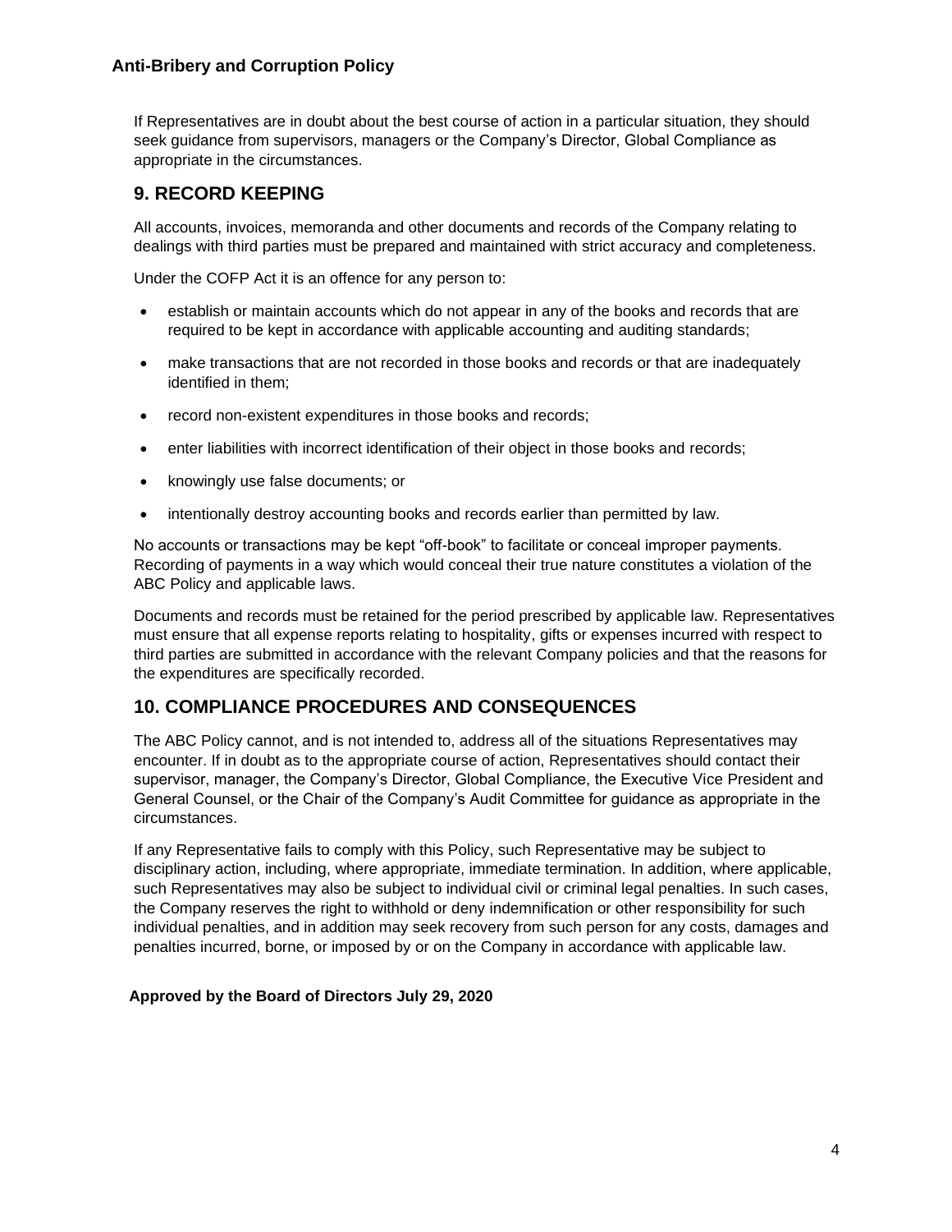If Representatives are in doubt about the best course of action in a particular situation, they should seek guidance from supervisors, managers or the Company's Director, Global Compliance as appropriate in the circumstances.

## 9. RECORD KEEPING

All accounts, invoices, memoranda and other documents and records of the Company relating to dealings with third parties must be prepared and maintained with strict accuracy and completeness.

Under the COFP Act it is an offence for any person to:

- establish or maintain accounts which do not appear in any of the books and records that are required to be kept in accordance with applicable accounting and auditing standards;
- make transactions that are not recorded in those books and records or that are inadequately identified in them;
- record non-existent expenditures in those books and records;
- enter liabilities with incorrect identification of their object in those books and records;
- knowingly use false documents; or
- intentionally destroy accounting books and records earlier than permitted by law.

No accounts or transactions may be kept "off-book" to facilitate or conceal improper payments. Recording of payments in a way which would conceal their true nature constitutes a violation of the ABC Policy and applicable laws.

Documents and records must be retained for the period prescribed by applicable law. Representatives must ensure that all expense reports relating to hospitality, gifts or expenses incurred with respect to third parties are submitted in accordance with the relevant Company policies and that the reasons for the expenditures are specifically recorded.

## 10. COMPLIANCE PROCEDURES AND CONSEQUENCES

The ABC Policy cannot, and is not intended to, address all of the situations Representatives may encounter. If in doubt as to the appropriate course of action, Representatives should contact their supervisor, manager, the Company's Director, Global Compliance, the Executive Vice President and General Counsel, or the Chair of the Company's Audit Committee for guidance as appropriate in the circumstances.

If any Representative fails to comply with this Policy, such Representative may be subject to disciplinary action, including, where appropriate, immediate termination. In addition, where applicable, such Representatives may also be subject to individual civil or criminal legal penalties. In such cases, the Company reserves the right to withhold or deny indemnification or other responsibility for such individual penalties, and in addition may seek recovery from such person for any costs, damages and penalties incurred, borne, or imposed by or on the Company in accordance with applicable law.

**Approved by the Board of Directors July 29, 2020**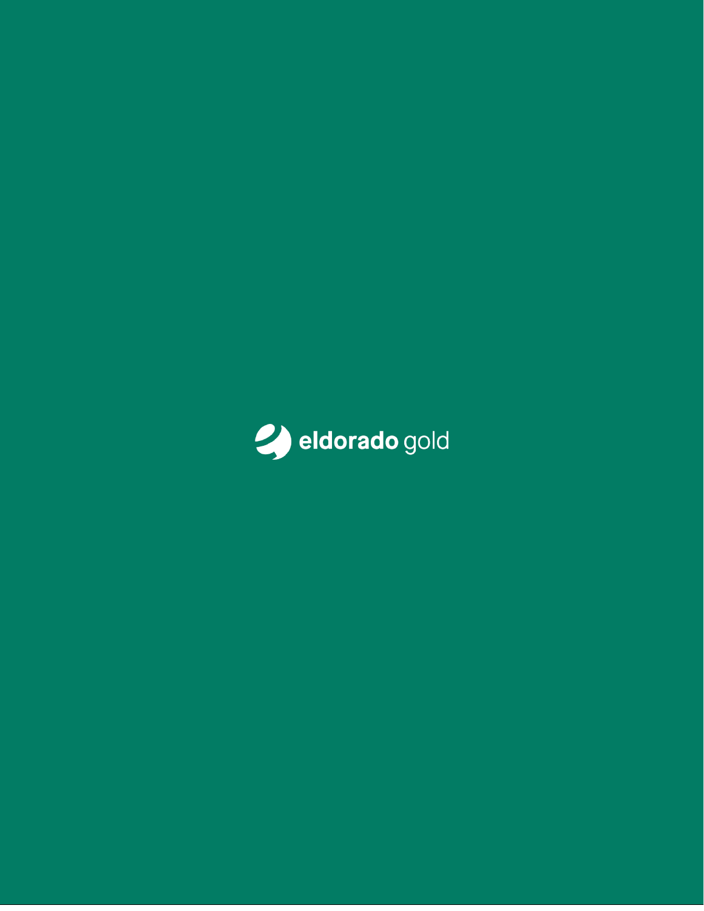eldorado gold